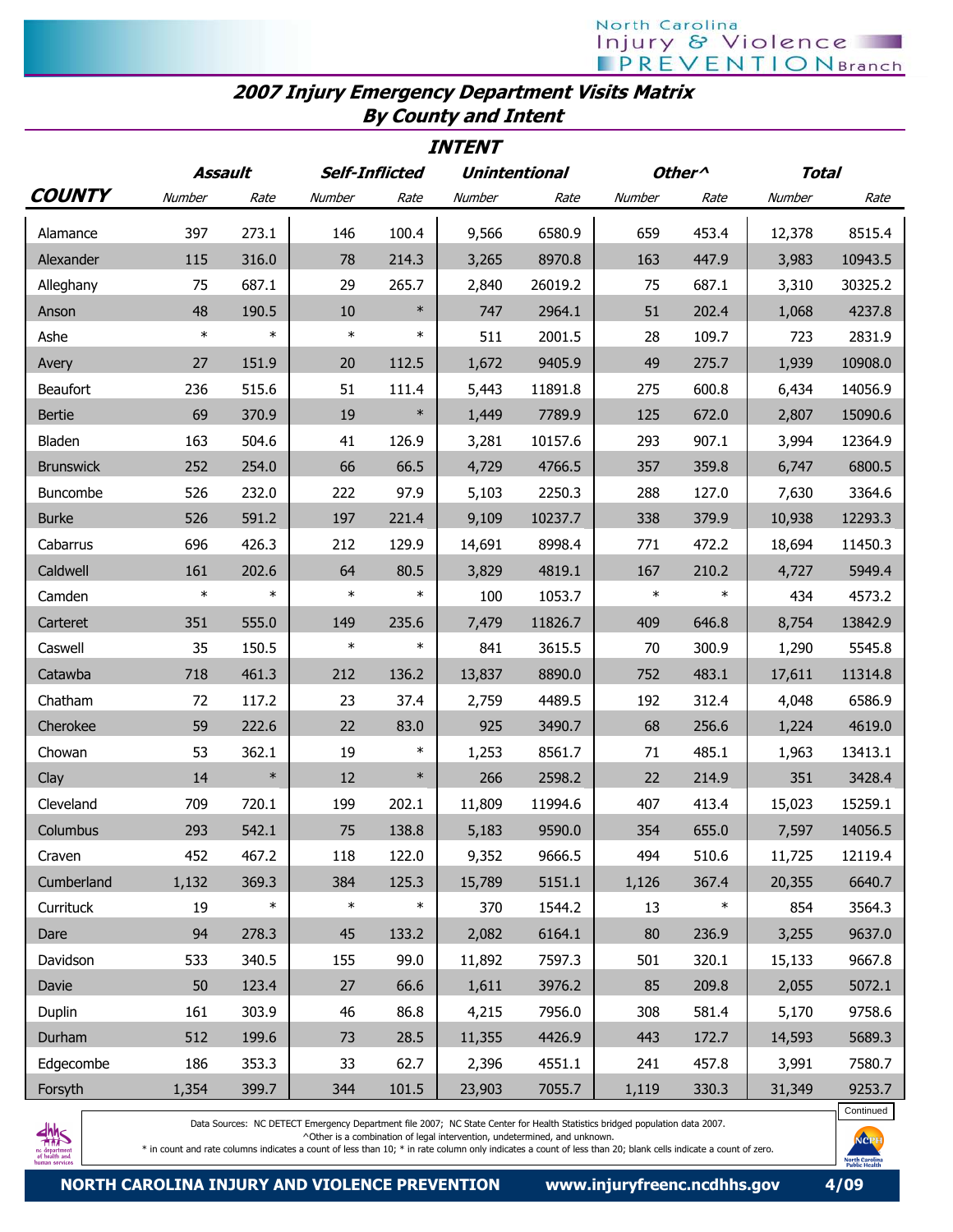## 2007 Injury Emergency Department Visits Matrix By County and Intent

| COUNTY | Assault | | Self-Inflicted | | Unintentional | | Other^ | | Total | |
|---|---|---|---|---|---|---|---|---|---|---|
| | Number | Rate | Number | Rate | Number | Rate | Number | Rate | Number | Rate |
| Alamance | 397 | 273.1 | 146 | 100.4 | 9,566 | 6580.9 | 659 | 453.4 | 12,378 | 8515.4 |
| Alexander | 115 | 316.0 | 78 | 214.3 | 3,265 | 8970.8 | 163 | 447.9 | 3,983 | 10943.5 |
| Alleghany | 75 | 687.1 | 29 | 265.7 | 2,840 | 26019.2 | 75 | 687.1 | 3,310 | 30325.2 |
| Anson | 48 | 190.5 | 10 | * | 747 | 2964.1 | 51 | 202.4 | 1,068 | 4237.8 |
| Ashe | * | * | * | * | 511 | 2001.5 | 28 | 109.7 | 723 | 2831.9 |
| Avery | 27 | 151.9 | 20 | 112.5 | 1,672 | 9405.9 | 49 | 275.7 | 1,939 | 10908.0 |
| Beaufort | 236 | 515.6 | 51 | 111.4 | 5,443 | 11891.8 | 275 | 600.8 | 6,434 | 14056.9 |
| Bertie | 69 | 370.9 | 19 | * | 1,449 | 7789.9 | 125 | 672.0 | 2,807 | 15090.6 |
| Bladen | 163 | 504.6 | 41 | 126.9 | 3,281 | 10157.6 | 293 | 907.1 | 3,994 | 12364.9 |
| Brunswick | 252 | 254.0 | 66 | 66.5 | 4,729 | 4766.5 | 357 | 359.8 | 6,747 | 6800.5 |
| Buncombe | 526 | 232.0 | 222 | 97.9 | 5,103 | 2250.3 | 288 | 127.0 | 7,630 | 3364.6 |
| Burke | 526 | 591.2 | 197 | 221.4 | 9,109 | 10237.7 | 338 | 379.9 | 10,938 | 12293.3 |
| Cabarrus | 696 | 426.3 | 212 | 129.9 | 14,691 | 8998.4 | 771 | 472.2 | 18,694 | 11450.3 |
| Caldwell | 161 | 202.6 | 64 | 80.5 | 3,829 | 4819.1 | 167 | 210.2 | 4,727 | 5949.4 |
| Camden | * | * | * | * | 100 | 1053.7 | * | * | 434 | 4573.2 |
| Carteret | 351 | 555.0 | 149 | 235.6 | 7,479 | 11826.7 | 409 | 646.8 | 8,754 | 13842.9 |
| Caswell | 35 | 150.5 | * | * | 841 | 3615.5 | 70 | 300.9 | 1,290 | 5545.8 |
| Catawba | 718 | 461.3 | 212 | 136.2 | 13,837 | 8890.0 | 752 | 483.1 | 17,611 | 11314.8 |
| Chatham | 72 | 117.2 | 23 | 37.4 | 2,759 | 4489.5 | 192 | 312.4 | 4,048 | 6586.9 |
| Cherokee | 59 | 222.6 | 22 | 83.0 | 925 | 3490.7 | 68 | 256.6 | 1,224 | 4619.0 |
| Chowan | 53 | 362.1 | 19 | * | 1,253 | 8561.7 | 71 | 485.1 | 1,963 | 13413.1 |
| Clay | 14 | * | 12 | * | 266 | 2598.2 | 22 | 214.9 | 351 | 3428.4 |
| Cleveland | 709 | 720.1 | 199 | 202.1 | 11,809 | 11994.6 | 407 | 413.4 | 15,023 | 15259.1 |
| Columbus | 293 | 542.1 | 75 | 138.8 | 5,183 | 9590.0 | 354 | 655.0 | 7,597 | 14056.5 |
| Craven | 452 | 467.2 | 118 | 122.0 | 9,352 | 9666.5 | 494 | 510.6 | 11,725 | 12119.4 |
| Cumberland | 1,132 | 369.3 | 384 | 125.3 | 15,789 | 5151.1 | 1,126 | 367.4 | 20,355 | 6640.7 |
| Currituck | 19 | * | * | * | 370 | 1544.2 | 13 | * | 854 | 3564.3 |
| Dare | 94 | 278.3 | 45 | 133.2 | 2,082 | 6164.1 | 80 | 236.9 | 3,255 | 9637.0 |
| Davidson | 533 | 340.5 | 155 | 99.0 | 11,892 | 7597.3 | 501 | 320.1 | 15,133 | 9667.8 |
| Davie | 50 | 123.4 | 27 | 66.6 | 1,611 | 3976.2 | 85 | 209.8 | 2,055 | 5072.1 |
| Duplin | 161 | 303.9 | 46 | 86.8 | 4,215 | 7956.0 | 308 | 581.4 | 5,170 | 9758.6 |
| Durham | 512 | 199.6 | 73 | 28.5 | 11,355 | 4426.9 | 443 | 172.7 | 14,593 | 5689.3 |
| Edgecombe | 186 | 353.3 | 33 | 62.7 | 2,396 | 4551.1 | 241 | 457.8 | 3,991 | 7580.7 |
| Forsyth | 1,354 | 399.7 | 344 | 101.5 | 23,903 | 7055.7 | 1,119 | 330.3 | 31,349 | 9253.7 |

Continued

Data Sources: NC DETECT Emergency Department file 2007; NC State Center for Health Statistics bridged population data 2007.
^Other is a combination of legal intervention, undetermined, and unknown.
* in count and rate columns indicates a count of less than 10; * in rate column only indicates a count of less than 20; blank cells indicate a count of zero.

NORTH CAROLINA INJURY AND VIOLENCE PREVENTION www.injuryfreenc.ncdhhs.gov 4/09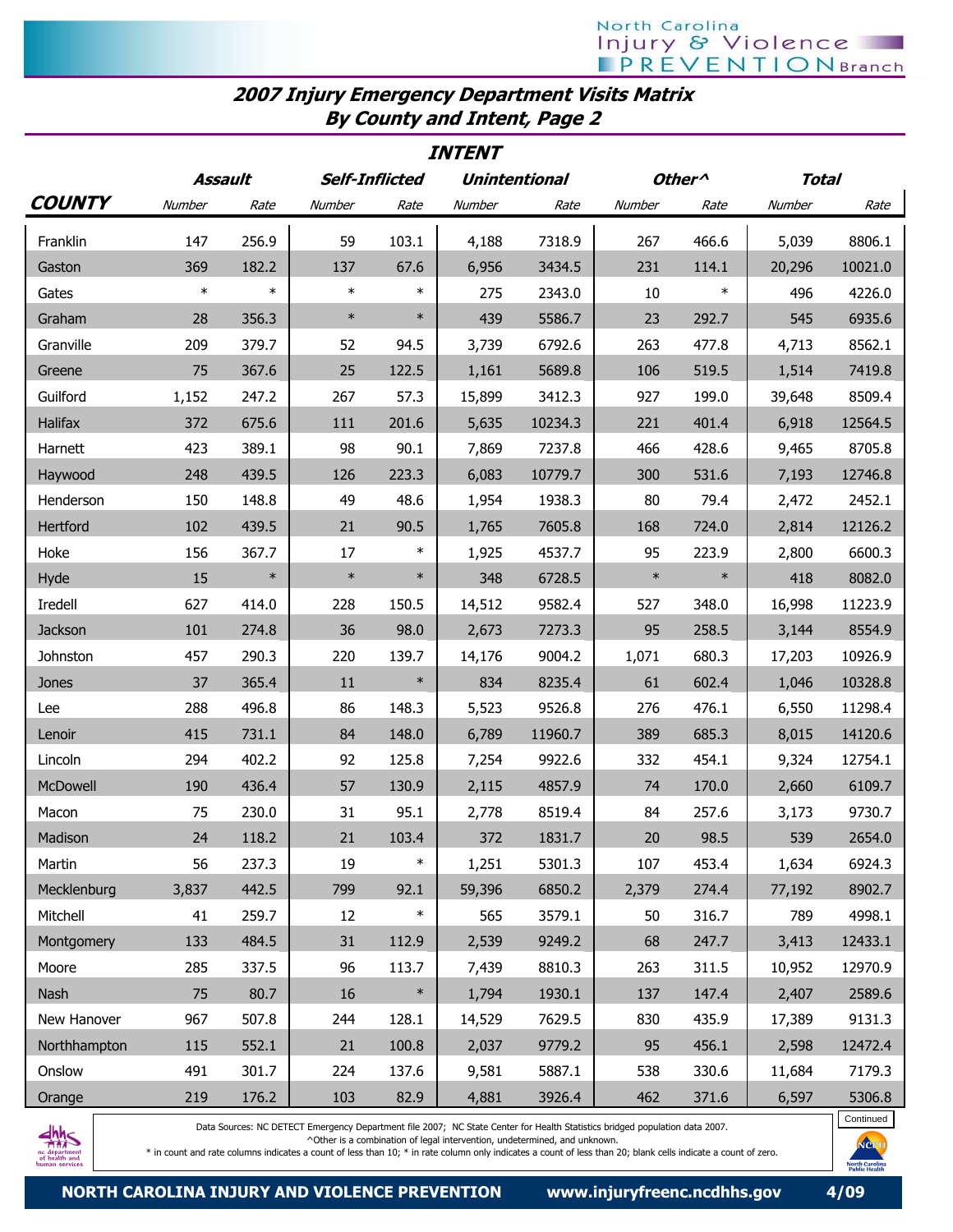## 2007 Injury Emergency Department Visits Matrix By County and Intent, Page 2

| COUNTY | Assault | | Self-Inflicted | | Unintentional | | Other^ | | Total | |
|---|---|---|---|---|---|---|---|---|---|---|
| | Number | Rate | Number | Rate | Number | Rate | Number | Rate | Number | Rate |
| Franklin | 147 | 256.9 | 59 | 103.1 | 4,188 | 7318.9 | 267 | 466.6 | 5,039 | 8806.1 |
| Gaston | 369 | 182.2 | 137 | 67.6 | 6,956 | 3434.5 | 231 | 114.1 | 20,296 | 10021.0 |
| Gates | * | * | * | * | 275 | 2343.0 | 10 | * | 496 | 4226.0 |
| Graham | 28 | 356.3 | * | * | 439 | 5586.7 | 23 | 292.7 | 545 | 6935.6 |
| Granville | 209 | 379.7 | 52 | 94.5 | 3,739 | 6792.6 | 263 | 477.8 | 4,713 | 8562.1 |
| Greene | 75 | 367.6 | 25 | 122.5 | 1,161 | 5689.8 | 106 | 519.5 | 1,514 | 7419.8 |
| Guilford | 1,152 | 247.2 | 267 | 57.3 | 15,899 | 3412.3 | 927 | 199.0 | 39,648 | 8509.4 |
| Halifax | 372 | 675.6 | 111 | 201.6 | 5,635 | 10234.3 | 221 | 401.4 | 6,918 | 12564.5 |
| Harnett | 423 | 389.1 | 98 | 90.1 | 7,869 | 7237.8 | 466 | 428.6 | 9,465 | 8705.8 |
| Haywood | 248 | 439.5 | 126 | 223.3 | 6,083 | 10779.7 | 300 | 531.6 | 7,193 | 12746.8 |
| Henderson | 150 | 148.8 | 49 | 48.6 | 1,954 | 1938.3 | 80 | 79.4 | 2,472 | 2452.1 |
| Hertford | 102 | 439.5 | 21 | 90.5 | 1,765 | 7605.8 | 168 | 724.0 | 2,814 | 12126.2 |
| Hoke | 156 | 367.7 | 17 | * | 1,925 | 4537.7 | 95 | 223.9 | 2,800 | 6600.3 |
| Hyde | 15 | * | * | * | 348 | 6728.5 | * | * | 418 | 8082.0 |
| Iredell | 627 | 414.0 | 228 | 150.5 | 14,512 | 9582.4 | 527 | 348.0 | 16,998 | 11223.9 |
| Jackson | 101 | 274.8 | 36 | 98.0 | 2,673 | 7273.3 | 95 | 258.5 | 3,144 | 8554.9 |
| Johnston | 457 | 290.3 | 220 | 139.7 | 14,176 | 9004.2 | 1,071 | 680.3 | 17,203 | 10926.9 |
| Jones | 37 | 365.4 | 11 | * | 834 | 8235.4 | 61 | 602.4 | 1,046 | 10328.8 |
| Lee | 288 | 496.8 | 86 | 148.3 | 5,523 | 9526.8 | 276 | 476.1 | 6,550 | 11298.4 |
| Lenoir | 415 | 731.1 | 84 | 148.0 | 6,789 | 11960.7 | 389 | 685.3 | 8,015 | 14120.6 |
| Lincoln | 294 | 402.2 | 92 | 125.8 | 7,254 | 9922.6 | 332 | 454.1 | 9,324 | 12754.1 |
| McDowell | 190 | 436.4 | 57 | 130.9 | 2,115 | 4857.9 | 74 | 170.0 | 2,660 | 6109.7 |
| Macon | 75 | 230.0 | 31 | 95.1 | 2,778 | 8519.4 | 84 | 257.6 | 3,173 | 9730.7 |
| Madison | 24 | 118.2 | 21 | 103.4 | 372 | 1831.7 | 20 | 98.5 | 539 | 2654.0 |
| Martin | 56 | 237.3 | 19 | * | 1,251 | 5301.3 | 107 | 453.4 | 1,634 | 6924.3 |
| Mecklenburg | 3,837 | 442.5 | 799 | 92.1 | 59,396 | 6850.2 | 2,379 | 274.4 | 77,192 | 8902.7 |
| Mitchell | 41 | 259.7 | 12 | * | 565 | 3579.1 | 50 | 316.7 | 789 | 4998.1 |
| Montgomery | 133 | 484.5 | 31 | 112.9 | 2,539 | 9249.2 | 68 | 247.7 | 3,413 | 12433.1 |
| Moore | 285 | 337.5 | 96 | 113.7 | 7,439 | 8810.3 | 263 | 311.5 | 10,952 | 12970.9 |
| Nash | 75 | 80.7 | 16 | * | 1,794 | 1930.1 | 137 | 147.4 | 2,407 | 2589.6 |
| New Hanover | 967 | 507.8 | 244 | 128.1 | 14,529 | 7629.5 | 830 | 435.9 | 17,389 | 9131.3 |
| Northhampton | 115 | 552.1 | 21 | 100.8 | 2,037 | 9779.2 | 95 | 456.1 | 2,598 | 12472.4 |
| Onslow | 491 | 301.7 | 224 | 137.6 | 9,581 | 5887.1 | 538 | 330.6 | 11,684 | 7179.3 |
| Orange | 219 | 176.2 | 103 | 82.9 | 4,881 | 3926.4 | 462 | 371.6 | 6,597 | 5306.8 |

Continued

Data Sources: NC DETECT Emergency Department file 2007; NC State Center for Health Statistics bridged population data 2007.
^Other is a combination of legal intervention, undetermined, and unknown.
* in count and rate columns indicates a count of less than 10; * in rate column only indicates a count of less than 20; blank cells indicate a count of zero.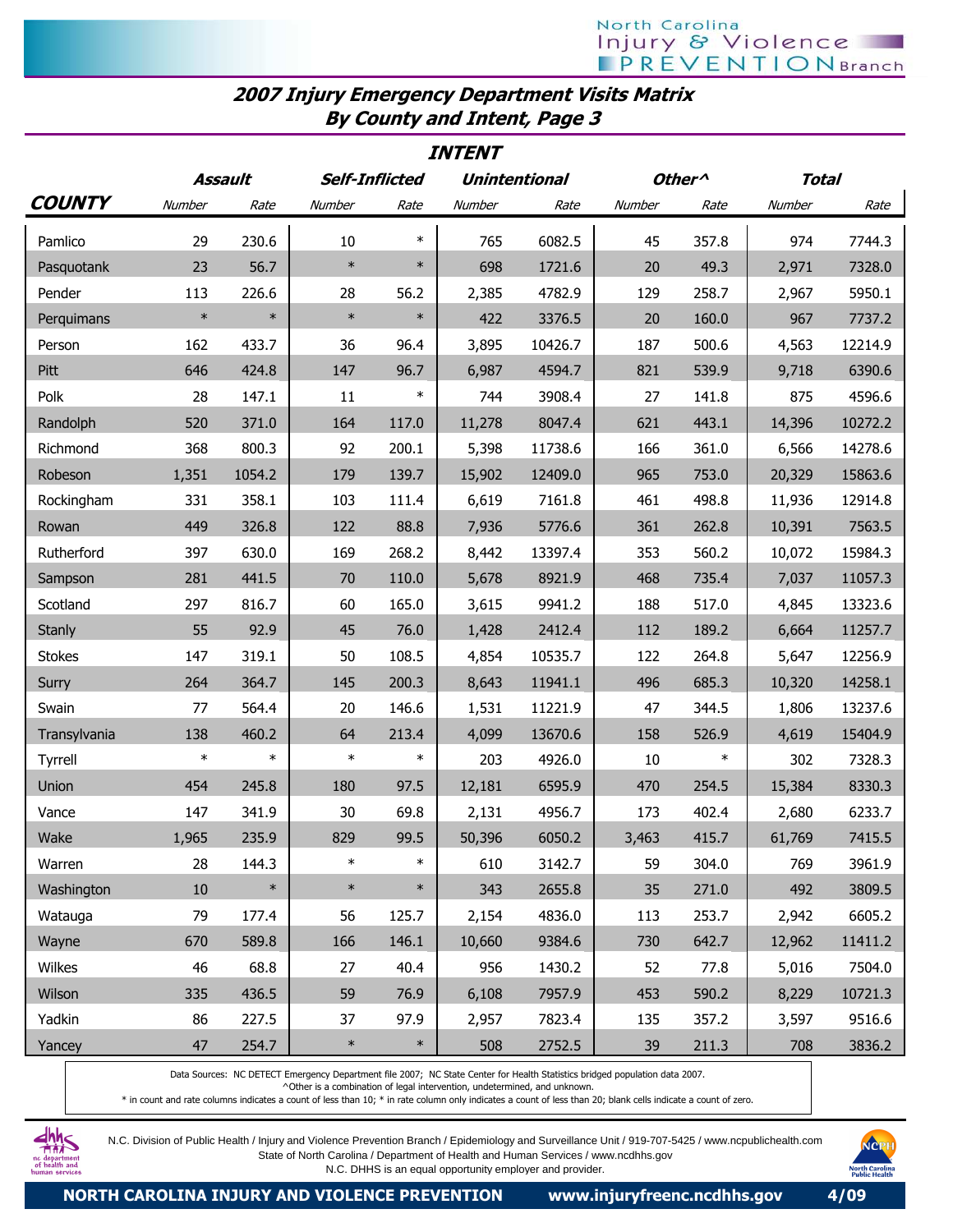## 2007 Injury Emergency Department Visits Matrix By County and Intent, Page 3

| | INTENT | | | | | | | | | |
|---|---|---|---|---|---|---|---|---|---|---|
| | Assault | | Self-Inflicted | | Unintentional | | Other^ | | Total | |
| COUNTY | Number | Rate | Number | Rate | Number | Rate | Number | Rate | Number | Rate |
| Pamlico | 29 | 230.6 | 10 | * | 765 | 6082.5 | 45 | 357.8 | 974 | 7744.3 |
| Pasquotank | 23 | 56.7 | * | * | 698 | 1721.6 | 20 | 49.3 | 2,971 | 7328.0 |
| Pender | 113 | 226.6 | 28 | 56.2 | 2,385 | 4782.9 | 129 | 258.7 | 2,967 | 5950.1 |
| Perquimans | * | * | * | * | 422 | 3376.5 | 20 | 160.0 | 967 | 7737.2 |
| Person | 162 | 433.7 | 36 | 96.4 | 3,895 | 10426.7 | 187 | 500.6 | 4,563 | 12214.9 |
| Pitt | 646 | 424.8 | 147 | 96.7 | 6,987 | 4594.7 | 821 | 539.9 | 9,718 | 6390.6 |
| Polk | 28 | 147.1 | 11 | * | 744 | 3908.4 | 27 | 141.8 | 875 | 4596.6 |
| Randolph | 520 | 371.0 | 164 | 117.0 | 11,278 | 8047.4 | 621 | 443.1 | 14,396 | 10272.2 |
| Richmond | 368 | 800.3 | 92 | 200.1 | 5,398 | 11738.6 | 166 | 361.0 | 6,566 | 14278.6 |
| Robeson | 1,351 | 1054.2 | 179 | 139.7 | 15,902 | 12409.0 | 965 | 753.0 | 20,329 | 15863.6 |
| Rockingham | 331 | 358.1 | 103 | 111.4 | 6,619 | 7161.8 | 461 | 498.8 | 11,936 | 12914.8 |
| Rowan | 449 | 326.8 | 122 | 88.8 | 7,936 | 5776.6 | 361 | 262.8 | 10,391 | 7563.5 |
| Rutherford | 397 | 630.0 | 169 | 268.2 | 8,442 | 13397.4 | 353 | 560.2 | 10,072 | 15984.3 |
| Sampson | 281 | 441.5 | 70 | 110.0 | 5,678 | 8921.9 | 468 | 735.4 | 7,037 | 11057.3 |
| Scotland | 297 | 816.7 | 60 | 165.0 | 3,615 | 9941.2 | 188 | 517.0 | 4,845 | 13323.6 |
| Stanly | 55 | 92.9 | 45 | 76.0 | 1,428 | 2412.4 | 112 | 189.2 | 6,664 | 11257.7 |
| Stokes | 147 | 319.1 | 50 | 108.5 | 4,854 | 10535.7 | 122 | 264.8 | 5,647 | 12256.9 |
| Surry | 264 | 364.7 | 145 | 200.3 | 8,643 | 11941.1 | 496 | 685.3 | 10,320 | 14258.1 |
| Swain | 77 | 564.4 | 20 | 146.6 | 1,531 | 11221.9 | 47 | 344.5 | 1,806 | 13237.6 |
| Transylvania | 138 | 460.2 | 64 | 213.4 | 4,099 | 13670.6 | 158 | 526.9 | 4,619 | 15404.9 |
| Tyrrell | * | * | * | * | 203 | 4926.0 | 10 | * | 302 | 7328.3 |
| Union | 454 | 245.8 | 180 | 97.5 | 12,181 | 6595.9 | 470 | 254.5 | 15,384 | 8330.3 |
| Vance | 147 | 341.9 | 30 | 69.8 | 2,131 | 4956.7 | 173 | 402.4 | 2,680 | 6233.7 |
| Wake | 1,965 | 235.9 | 829 | 99.5 | 50,396 | 6050.2 | 3,463 | 415.7 | 61,769 | 7415.5 |
| Warren | 28 | 144.3 | * | * | 610 | 3142.7 | 59 | 304.0 | 769 | 3961.9 |
| Washington | 10 | * | * | * | 343 | 2655.8 | 35 | 271.0 | 492 | 3809.5 |
| Watauga | 79 | 177.4 | 56 | 125.7 | 2,154 | 4836.0 | 113 | 253.7 | 2,942 | 6605.2 |
| Wayne | 670 | 589.8 | 166 | 146.1 | 10,660 | 9384.6 | 730 | 642.7 | 12,962 | 11411.2 |
| Wilkes | 46 | 68.8 | 27 | 40.4 | 956 | 1430.2 | 52 | 77.8 | 5,016 | 7504.0 |
| Wilson | 335 | 436.5 | 59 | 76.9 | 6,108 | 7957.9 | 453 | 590.2 | 8,229 | 10721.3 |
| Yadkin | 86 | 227.5 | 37 | 97.9 | 2,957 | 7823.4 | 135 | 357.2 | 3,597 | 9516.6 |
| Yancey | 47 | 254.7 | * | * | 508 | 2752.5 | 39 | 211.3 | 708 | 3836.2 |

Data Sources: NC DETECT Emergency Department file 2007; NC State Center for Health Statistics bridged population data 2007.
^Other is a combination of legal intervention, undetermined, and unknown.
* in count and rate columns indicates a count of less than 10; * in rate column only indicates a count of less than 20; blank cells indicate a count of zero.

N.C. Division of Public Health / Injury and Violence Prevention Branch / Epidemiology and Surveillance Unit / 919-707-5425 / www.ncpublichealth.com
State of North Carolina / Department of Health and Human Services / www.ncdhhs.gov
N.C. DHHS is an equal opportunity employer and provider.